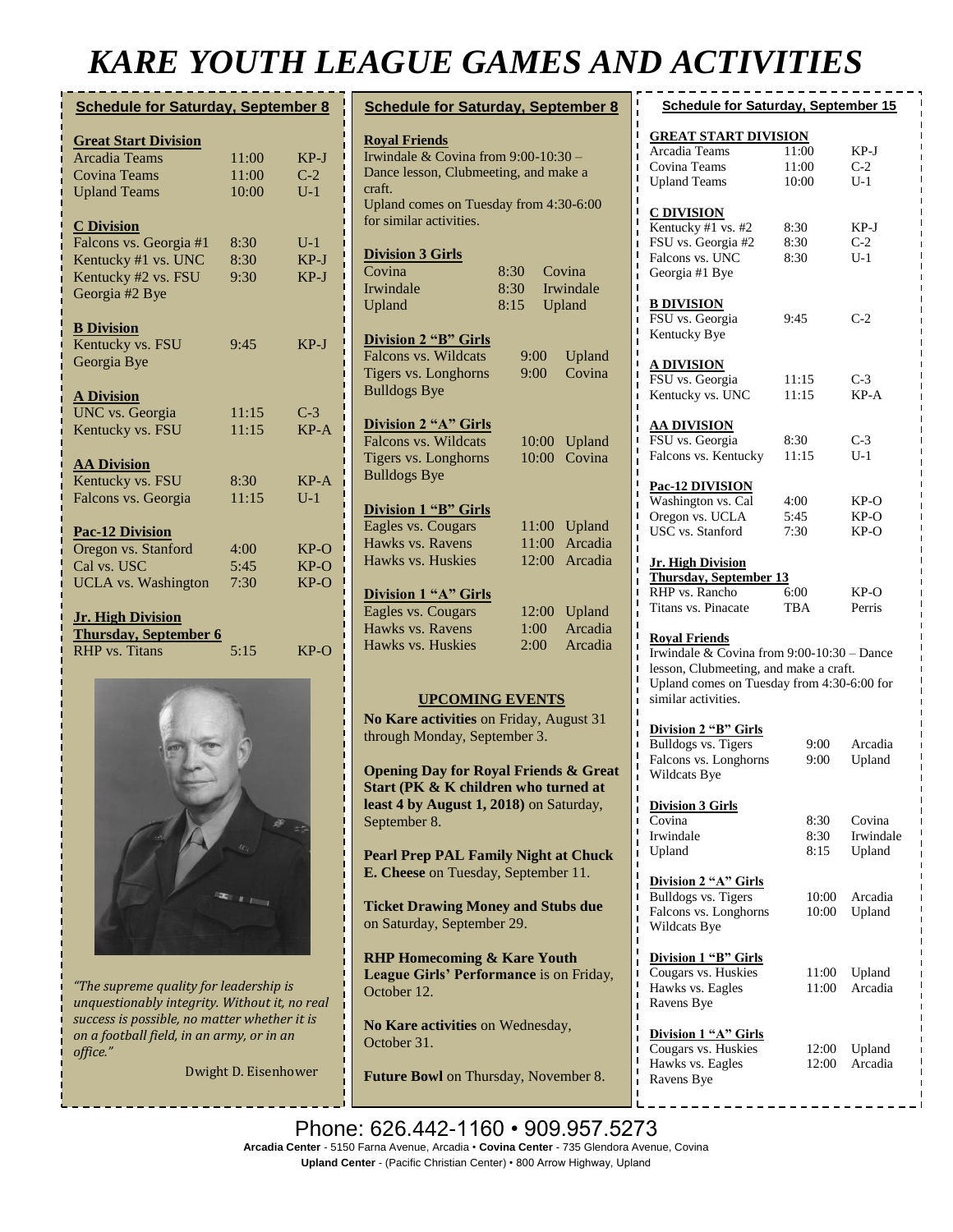# KARE YOUTH LEAGUE GAMES AND ACTIVITIES

## Schedule for Saturday, September 8

**Great Start Division**

| | | |
|---|---|---|
| Arcadia Teams | 11:00 | KP-J |
| Covina Teams | 11:00 | C-2 |
| Upland Teams | 10:00 | U-1 |

**C Division**

| | | |
|---|---|---|
| Falcons vs. Georgia #1 | 8:30 | U-1 |
| Kentucky #1 vs. UNC | 8:30 | KP-J |
| Kentucky #2 vs. FSU | 9:30 | KP-J |
| Georgia #2 Bye | | |

**B Division**

| | | |
|---|---|---|
| Kentucky vs. FSU | 9:45 | KP-J |
| Georgia Bye | | |

**A Division**

| | | |
|---|---|---|
| UNC vs. Georgia | 11:15 | C-3 |
| Kentucky vs. FSU | 11:15 | KP-A |

**AA Division**

| | | |
|---|---|---|
| Kentucky vs. FSU | 8:30 | KP-A |
| Falcons vs. Georgia | 11:15 | U-1 |

**Pac-12 Division**

| | | |
|---|---|---|
| Oregon vs. Stanford | 4:00 | KP-O |
| Cal vs. USC | 5:45 | KP-O |
| UCLA vs. Washington | 7:30 | KP-O |

**Jr. High Division**
**Thursday, September 6**

| | | |
|---|---|---|
| RHP vs. Titans | 5:15 | KP-O |

*"The supreme quality for leadership is unquestionably integrity. Without it, no real success is possible, no matter whether it is on a football field, in an army, or in an office."*

Dwight D. Eisenhower

## Schedule for Saturday, September 8

**Royal Friends**

Irwindale & Covina from 9:00-10:30 – Dance lesson, Clubmeeting, and make a craft.
Upland comes on Tuesday from 4:30-6:00 for similar activities.

**Division 3 Girls**

| | | |
|---|---|---|
| Covina | 8:30 | Covina |
| Irwindale | 8:30 | Irwindale |
| Upland | 8:15 | Upland |

**Division 2 "B" Girls**

| | | |
|---|---|---|
| Falcons vs. Wildcats | 9:00 | Upland |
| Tigers vs. Longhorns | 9:00 | Covina |
| Bulldogs Bye | | |

**Division 2 "A" Girls**

| | | |
|---|---|---|
| Falcons vs. Wildcats | 10:00 | Upland |
| Tigers vs. Longhorns | 10:00 | Covina |
| Bulldogs Bye | | |

**Division 1 "B" Girls**

| | | |
|---|---|---|
| Eagles vs. Cougars | 11:00 | Upland |
| Hawks vs. Ravens | 11:00 | Arcadia |
| Hawks vs. Huskies | 12:00 | Arcadia |

**Division 1 "A" Girls**

| | | |
|---|---|---|
| Eagles vs. Cougars | 12:00 | Upland |
| Hawks vs. Ravens | 1:00 | Arcadia |
| Hawks vs. Huskies | 2:00 | Arcadia |

### UPCOMING EVENTS

**No Kare activities** on Friday, August 31 through Monday, September 3.

**Opening Day for Royal Friends & Great Start (PK & K children who turned at least 4 by August 1, 2018)** on Saturday, September 8.

**Pearl Prep PAL Family Night at Chuck E. Cheese** on Tuesday, September 11.

**Ticket Drawing Money and Stubs due** on Saturday, September 29.

**RHP Homecoming & Kare Youth League Girls' Performance** is on Friday, October 12.

**No Kare activities** on Wednesday, October 31.

**Future Bowl** on Thursday, November 8.

## Schedule for Saturday, September 15

**GREAT START DIVISION**

| | | |
|---|---|---|
| Arcadia Teams | 11:00 | KP-J |
| Covina Teams | 11:00 | C-2 |
| Upland Teams | 10:00 | U-1 |

**C DIVISION**

| | | |
|---|---|---|
| Kentucky #1 vs. #2 | 8:30 | KP-J |
| FSU vs. Georgia #2 | 8:30 | C-2 |
| Falcons vs. UNC | 8:30 | U-1 |
| Georgia #1 Bye | | |

**B DIVISION**

| | | |
|---|---|---|
| FSU vs. Georgia | 9:45 | C-2 |
| Kentucky Bye | | |

**A DIVISION**

| | | |
|---|---|---|
| FSU vs. Georgia | 11:15 | C-3 |
| Kentucky vs. UNC | 11:15 | KP-A |

**AA DIVISION**

| | | |
|---|---|---|
| FSU vs. Georgia | 8:30 | C-3 |
| Falcons vs. Kentucky | 11:15 | U-1 |

**Pac-12 DIVISION**

| | | |
|---|---|---|
| Washington vs. Cal | 4:00 | KP-O |
| Oregon vs. UCLA | 5:45 | KP-O |
| USC vs. Stanford | 7:30 | KP-O |

**Jr. High Division**
**Thursday, September 13**

| | | |
|---|---|---|
| RHP vs. Rancho | 6:00 | KP-O |
| Titans vs. Pinacate | TBA | Perris |

**Royal Friends**

Irwindale & Covina from 9:00-10:30 – Dance lesson, Clubmeeting, and make a craft.
Upland comes on Tuesday from 4:30-6:00 for similar activities.

**Division 2 "B" Girls**

| | | |
|---|---|---|
| Bulldogs vs. Tigers | 9:00 | Arcadia |
| Falcons vs. Longhorns | 9:00 | Upland |
| Wildcats Bye | | |

**Division 3 Girls**

| | | |
|---|---|---|
| Covina | 8:30 | Covina |
| Irwindale | 8:30 | Irwindale |
| Upland | 8:15 | Upland |

**Division 2 "A" Girls**

| | | |
|---|---|---|
| Bulldogs vs. Tigers | 10:00 | Arcadia |
| Falcons vs. Longhorns | 10:00 | Upland |
| Wildcats Bye | | |

**Division 1 "B" Girls**

| | | |
|---|---|---|
| Cougars vs. Huskies | 11:00 | Upland |
| Hawks vs. Eagles | 11:00 | Arcadia |
| Ravens Bye | | |

**Division 1 "A" Girls**

| | | |
|---|---|---|
| Cougars vs. Huskies | 12:00 | Upland |
| Hawks vs. Eagles | 12:00 | Arcadia |
| Ravens Bye | | |

Phone: 626.442-1160 • 909.957.5273

**Arcadia Center** - 5150 Farna Avenue, Arcadia • **Covina Center** - 735 Glendora Avenue, Covina
**Upland Center** - (Pacific Christian Center) • 800 Arrow Highway, Upland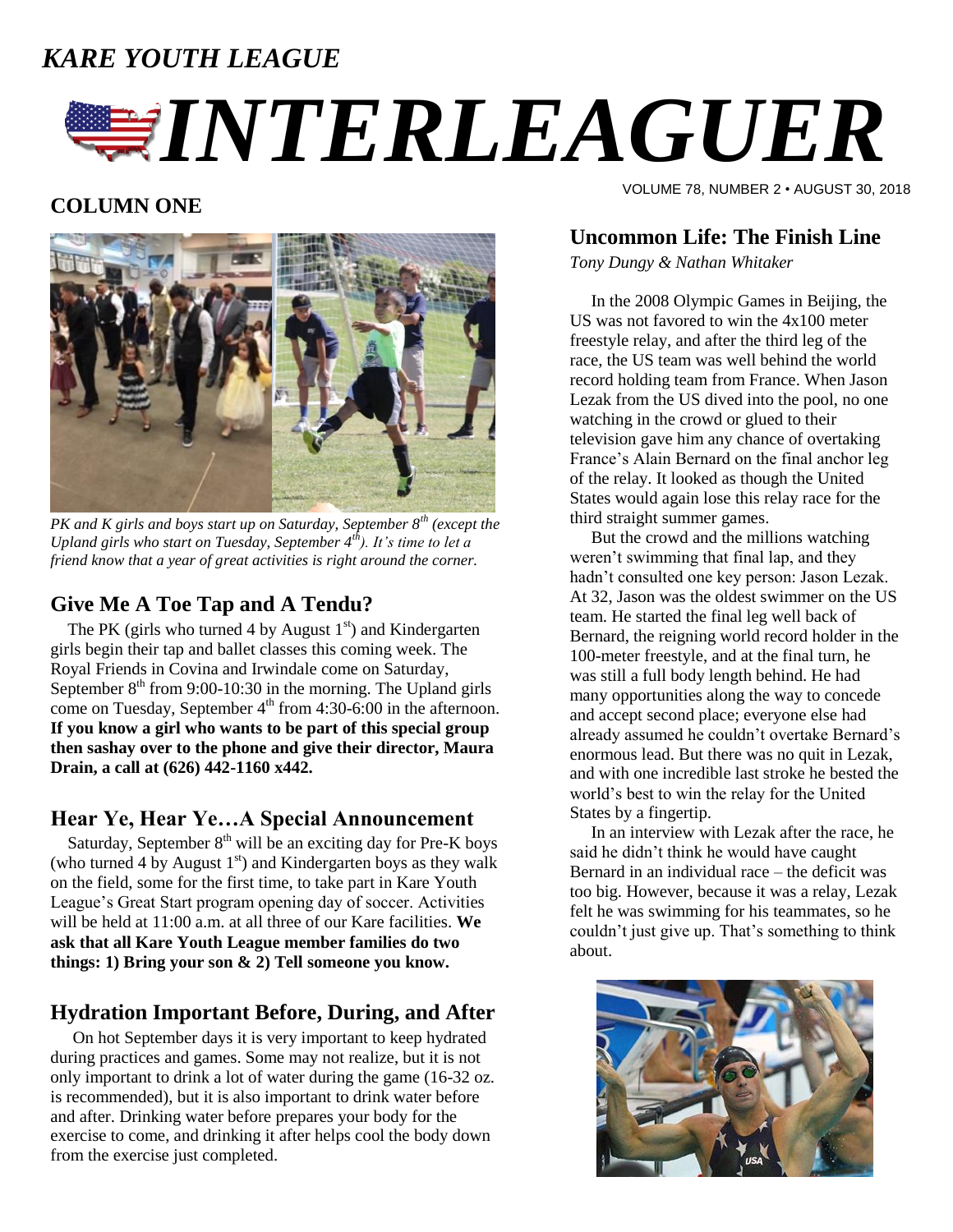*KARE YOUTH LEAGUE*

# *INTERLEAGUER*

VOLUME 78, NUMBER 2 • AUGUST 30, 2018

## COLUMN ONE

*PK and K girls and boys start up on Saturday, September 8th (except the Upland girls who start on Tuesday, September 4th). It's time to let a friend know that a year of great activities is right around the corner.*

### Give Me A Toe Tap and A Tendu?

The PK (girls who turned 4 by August 1st) and Kindergarten girls begin their tap and ballet classes this coming week. The Royal Friends in Covina and Irwindale come on Saturday, September 8th from 9:00-10:30 in the morning. The Upland girls come on Tuesday, September 4th from 4:30-6:00 in the afternoon. **If you know a girl who wants to be part of this special group then sashay over to the phone and give their director, Maura Drain, a call at (626) 442-1160 x442.**

### Hear Ye, Hear Ye…A Special Announcement

Saturday, September 8th will be an exciting day for Pre-K boys (who turned 4 by August 1st) and Kindergarten boys as they walk on the field, some for the first time, to take part in Kare Youth League's Great Start program opening day of soccer. Activities will be held at 11:00 a.m. at all three of our Kare facilities. **We ask that all Kare Youth League member families do two things: 1) Bring your son & 2) Tell someone you know.**

### Hydration Important Before, During, and After

On hot September days it is very important to keep hydrated during practices and games. Some may not realize, but it is not only important to drink a lot of water during the game (16-32 oz. is recommended), but it is also important to drink water before and after. Drinking water before prepares your body for the exercise to come, and drinking it after helps cool the body down from the exercise just completed.

### Uncommon Life: The Finish Line

*Tony Dungy & Nathan Whitaker*

In the 2008 Olympic Games in Beijing, the US was not favored to win the 4x100 meter freestyle relay, and after the third leg of the race, the US team was well behind the world record holding team from France. When Jason Lezak from the US dived into the pool, no one watching in the crowd or glued to their television gave him any chance of overtaking France's Alain Bernard on the final anchor leg of the relay. It looked as though the United States would again lose this relay race for the third straight summer games.

But the crowd and the millions watching weren't swimming that final lap, and they hadn't consulted one key person: Jason Lezak. At 32, Jason was the oldest swimmer on the US team. He started the final leg well back of Bernard, the reigning world record holder in the 100-meter freestyle, and at the final turn, he was still a full body length behind. He had many opportunities along the way to concede and accept second place; everyone else had already assumed he couldn't overtake Bernard's enormous lead. But there was no quit in Lezak, and with one incredible last stroke he bested the world's best to win the relay for the United States by a fingertip.

In an interview with Lezak after the race, he said he didn't think he would have caught Bernard in an individual race – the deficit was too big. However, because it was a relay, Lezak felt he was swimming for his teammates, so he couldn't just give up. That's something to think about.